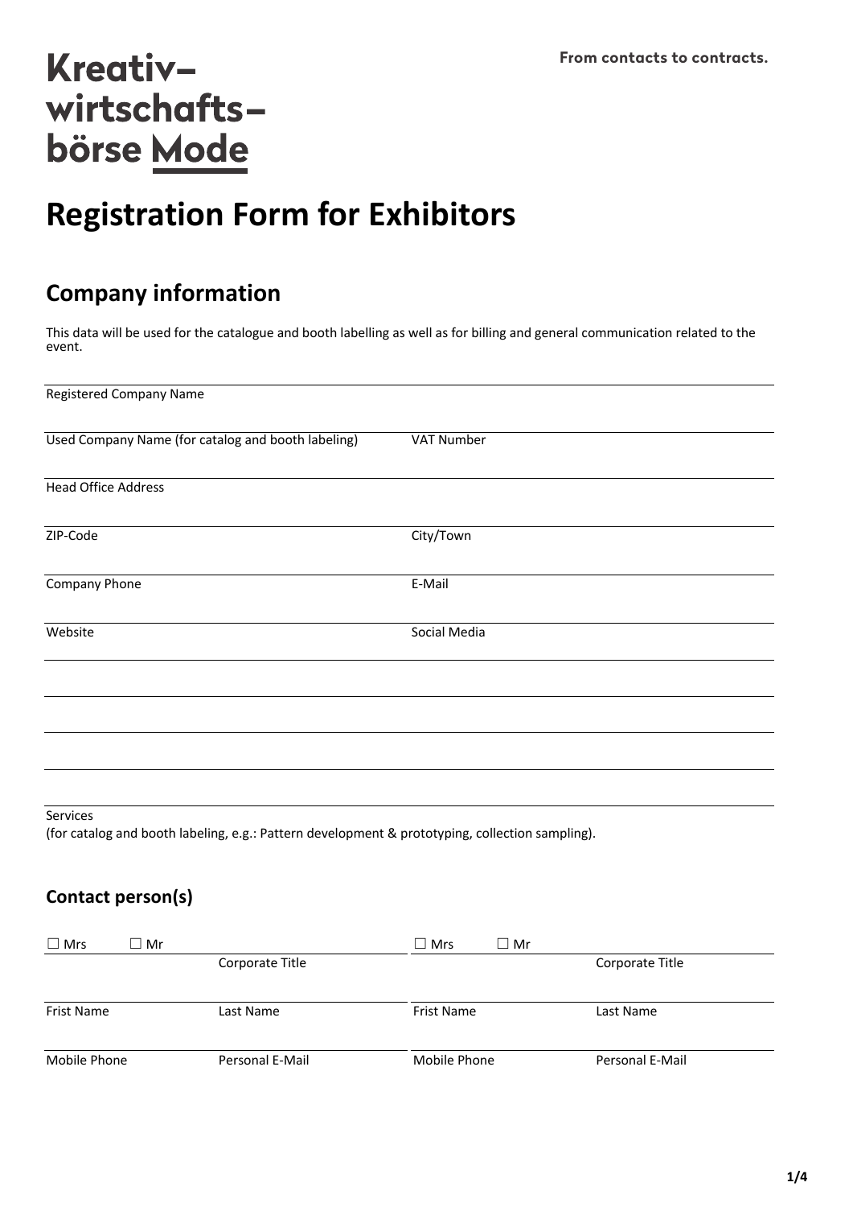Kreativ–
wirtschafts–
börse Mode

From contacts to contracts.

# Registration Form for Exhibitors

## Company information

This data will be used for the catalogue and booth labelling as well as for billing and general communication related to the event.

Registered Company Name

| Used Company Name (for catalog and booth labeling) | VAT Number |
|---|---|

Head Office Address

| ZIP-Code | City/Town |
|---|---|
| Company Phone | E-Mail |
| Website | Social Media |

Services
(for catalog and booth labeling, e.g.: Pattern development & prototyping, collection sampling).

### Contact person(s)

| ☐ Mrs ☐ Mr | Corporate Title | ☐ Mrs ☐ Mr | Corporate Title |
|---|---|---|---|
| Frist Name | Last Name | Frist Name | Last Name |
| Mobile Phone | Personal E-Mail | Mobile Phone | Personal E-Mail |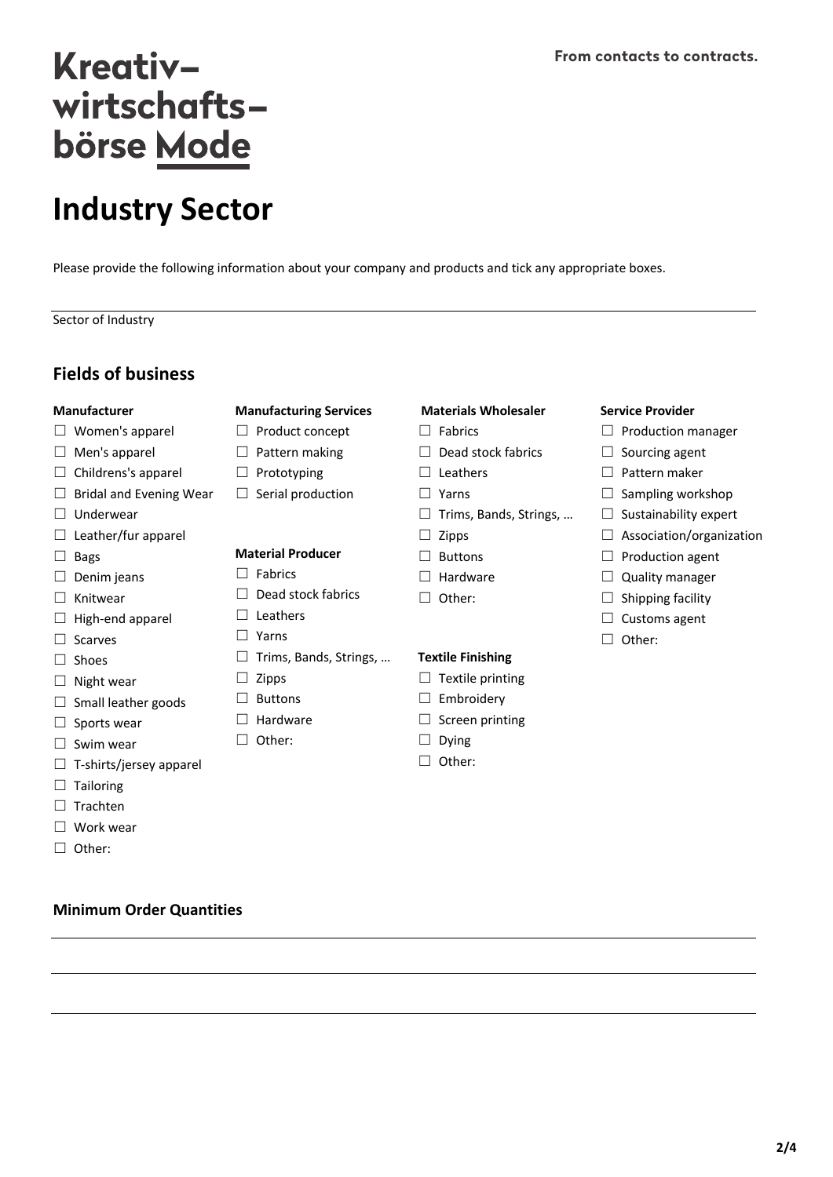# Kreativ–wirtschafts–börse Mode

From contacts to contracts.

# Industry Sector

Please provide the following information about your company and products and tick any appropriate boxes.

Sector of Industry

## Fields of business

### Manufacturer

- ☐ Women's apparel
- ☐ Men's apparel
- ☐ Childrens's apparel
- ☐ Bridal and Evening Wear
- ☐ Underwear
- ☐ Leather/fur apparel
- ☐ Bags
- ☐ Denim jeans
- ☐ Knitwear
- ☐ High-end apparel
- ☐ Scarves
- ☐ Shoes
- ☐ Night wear
- ☐ Small leather goods
- ☐ Sports wear
- ☐ Swim wear
- ☐ T-shirts/jersey apparel
- ☐ Tailoring
- ☐ Trachten
- ☐ Work wear
- ☐ Other:

### Manufacturing Services

- ☐ Product concept
- ☐ Pattern making
- ☐ Prototyping
- ☐ Serial production

### Material Producer

- ☐ Fabrics
- ☐ Dead stock fabrics
- ☐ Leathers
- ☐ Yarns
- ☐ Trims, Bands, Strings, …
- ☐ Zipps
- ☐ Buttons
- ☐ Hardware
- ☐ Other:

### Materials Wholesaler

- ☐ Fabrics
- ☐ Dead stock fabrics
- ☐ Leathers
- ☐ Yarns
- ☐ Trims, Bands, Strings, …
- ☐ Zipps
- ☐ Buttons
- ☐ Hardware
- ☐ Other:

### Textile Finishing

- ☐ Textile printing
- ☐ Embroidery
- ☐ Screen printing
- ☐ Dying
- ☐ Other:

### Service Provider

- ☐ Production manager
- ☐ Sourcing agent
- ☐ Pattern maker
- ☐ Sampling workshop
- ☐ Sustainability expert
- ☐ Association/organization
- ☐ Production agent
- ☐ Quality manager
- ☐ Shipping facility
- ☐ Customs agent
- ☐ Other:

## Minimum Order Quantities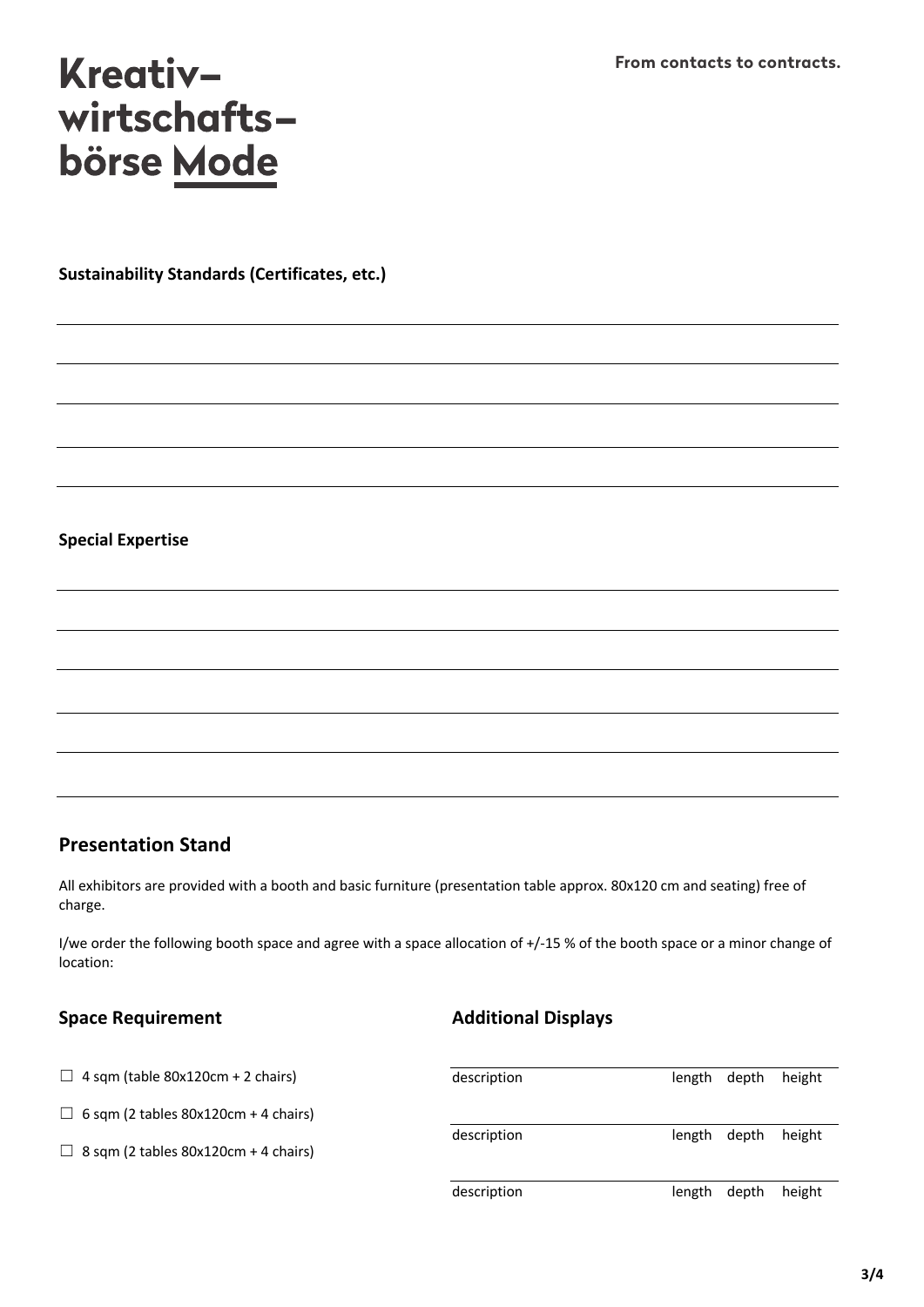# Kreativ–wirtschafts–börse Mode

From contacts to contracts.

**Sustainability Standards (Certificates, etc.)**

**Special Expertise**

## Presentation Stand

All exhibitors are provided with a booth and basic furniture (presentation table approx. 80x120 cm and seating) free of charge.

I/we order the following booth space and agree with a space allocation of +/-15 % of the booth space or a minor change of location:

### Space Requirement

- ☐ 4 sqm (table 80x120cm + 2 chairs)
- ☐ 6 sqm (2 tables 80x120cm + 4 chairs)
- ☐ 8 sqm (2 tables 80x120cm + 4 chairs)

### Additional Displays

| description | length | depth | height |
|---|---|---|---|
| description | length | depth | height |
| description | length | depth | height |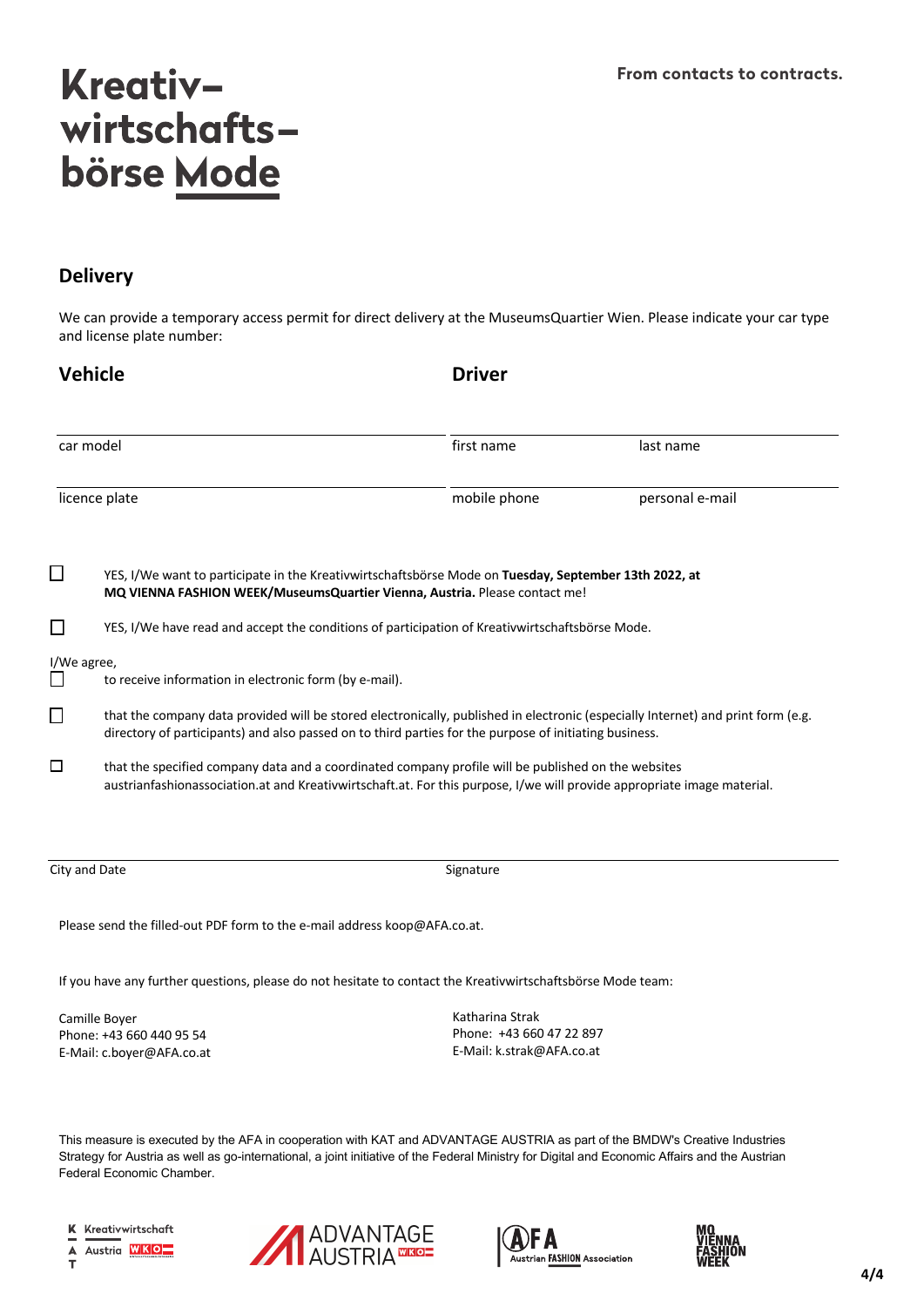# Kreativ­wirtschafts­börse Mode

**From contacts to contracts.**

## Delivery

We can provide a temporary access permit for direct delivery at the MuseumsQuartier Wien. Please indicate your car type and license plate number:

| Vehicle | Driver | |
|---|---|---|
| car model | first name | last name |
| licence plate | mobile phone | personal e-mail |

☐ YES, I/We want to participate in the Kreativwirtschaftsbörse Mode on **Tuesday, September 13th 2022, at MQ VIENNA FASHION WEEK/MuseumsQuartier Vienna, Austria.** Please contact me!

☐ YES, I/We have read and accept the conditions of participation of Kreativwirtschaftsbörse Mode.

I/We agree,

☐ to receive information in electronic form (by e-mail).

☐ that the company data provided will be stored electronically, published in electronic (especially Internet) and print form (e.g. directory of participants) and also passed on to third parties for the purpose of initiating business.

☐ that the specified company data and a coordinated company profile will be published on the websites austrianfashionassociation.at and Kreativwirtschaft.at. For this purpose, I/we will provide appropriate image material.

City and Date

Signature

Please send the filled-out PDF form to the e-mail address koop@AFA.co.at.

If you have any further questions, please do not hesitate to contact the Kreativwirtschaftsbörse Mode team:

Camille Boyer
Phone: +43 660 440 95 54
E-Mail: c.boyer@AFA.co.at

Katharina Strak
Phone: +43 660 47 22 897
E-Mail: k.strak@AFA.co.at

This measure is executed by the AFA in cooperation with KAT and ADVANTAGE AUSTRIA as part of the BMDW's Creative Industries Strategy for Austria as well as go-international, a joint initiative of the Federal Ministry for Digital and Economic Affairs and the Austrian Federal Economic Chamber.

Kreativwirtschaft Austria WKO

ADVANTAGE AUSTRIA WKO

AFA Austrian FASHION Association

MQ VIENNA FASHION WEEK